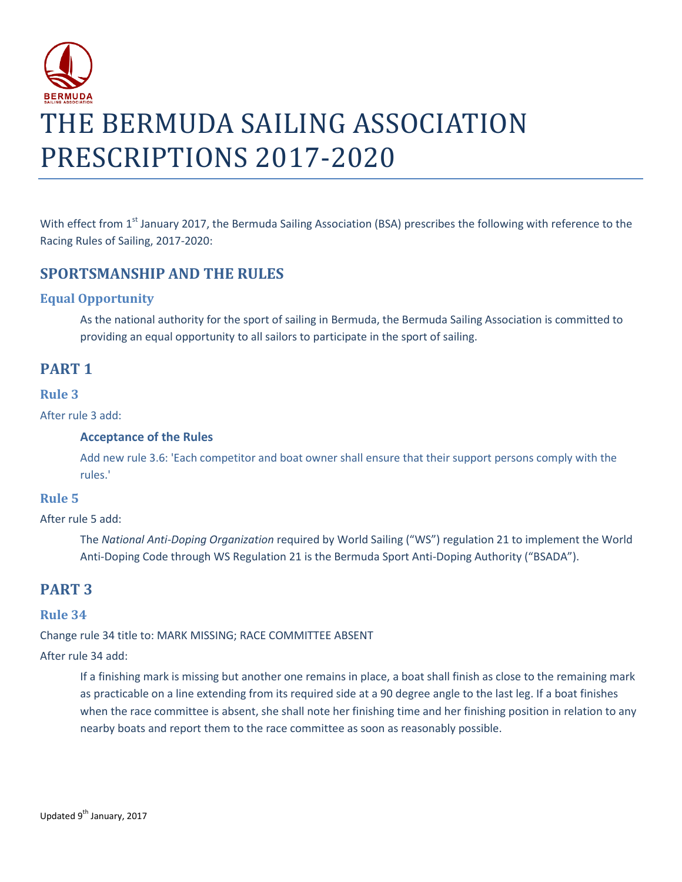# THE BERMUDA SAILING ASSOCIATION PRESCRIPTIONS 2017-2020

With effect from 1st January 2017, the Bermuda Sailing Association (BSA) prescribes the following with reference to the Racing Rules of Sailing, 2017-2020:

## SPORTSMANSHIP AND THE RULES

### Equal Opportunity

As the national authority for the sport of sailing in Bermuda, the Bermuda Sailing Association is committed to providing an equal opportunity to all sailors to participate in the sport of sailing.

## PART 1

### Rule 3

After rule 3 add:

**Acceptance of the Rules**

Add new rule 3.6: 'Each competitor and boat owner shall ensure that their support persons comply with the rules.'

### Rule 5

After rule 5 add:

The *National Anti-Doping Organization* required by World Sailing ("WS") regulation 21 to implement the World Anti-Doping Code through WS Regulation 21 is the Bermuda Sport Anti-Doping Authority ("BSADA").

## PART 3

### Rule 34

Change rule 34 title to: MARK MISSING; RACE COMMITTEE ABSENT

After rule 34 add:

If a finishing mark is missing but another one remains in place, a boat shall finish as close to the remaining mark as practicable on a line extending from its required side at a 90 degree angle to the last leg. If a boat finishes when the race committee is absent, she shall note her finishing time and her finishing position in relation to any nearby boats and report them to the race committee as soon as reasonably possible.

Updated 9th January, 2017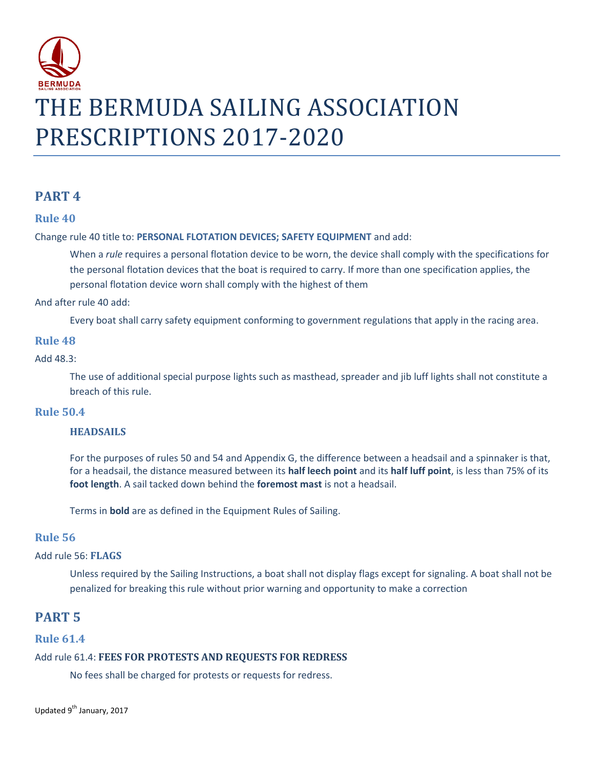# THE BERMUDA SAILING ASSOCIATION PRESCRIPTIONS 2017-2020

## PART 4

### Rule 40

Change rule 40 title to: **PERSONAL FLOTATION DEVICES; SAFETY EQUIPMENT** and add:

> When a *rule* requires a personal flotation device to be worn, the device shall comply with the specifications for the personal flotation devices that the boat is required to carry. If more than one specification applies, the personal flotation device worn shall comply with the highest of them

And after rule 40 add:

> Every boat shall carry safety equipment conforming to government regulations that apply in the racing area.

### Rule 48

Add 48.3:

> The use of additional special purpose lights such as masthead, spreader and jib luff lights shall not constitute a breach of this rule.

### Rule 50.4

> **HEADSAILS**
>
> For the purposes of rules 50 and 54 and Appendix G, the difference between a headsail and a spinnaker is that, for a headsail, the distance measured between its **half leech point** and its **half luff point**, is less than 75% of its **foot length**. A sail tacked down behind the **foremost mast** is not a headsail.
>
> Terms in **bold** are as defined in the Equipment Rules of Sailing.

### Rule 56

Add rule 56: **FLAGS**

> Unless required by the Sailing Instructions, a boat shall not display flags except for signaling. A boat shall not be penalized for breaking this rule without prior warning and opportunity to make a correction

## PART 5

### Rule 61.4

Add rule 61.4: **FEES FOR PROTESTS AND REQUESTS FOR REDRESS**

> No fees shall be charged for protests or requests for redress.

Updated 9th January, 2017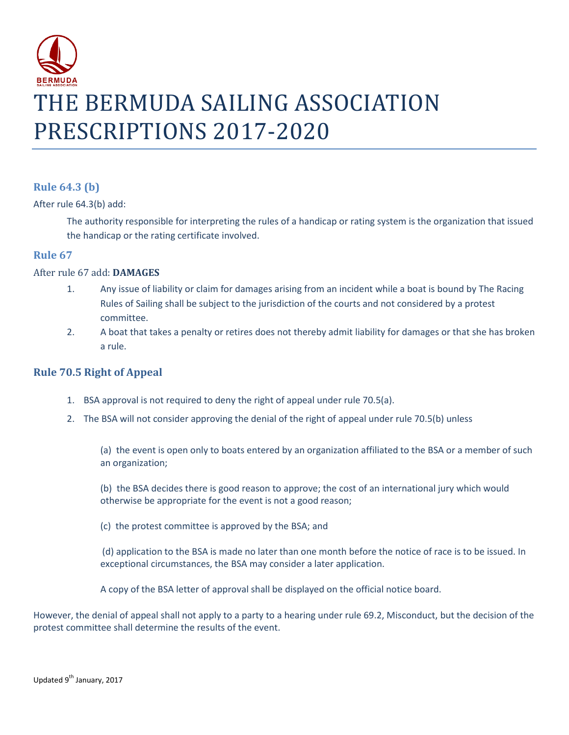# THE BERMUDA SAILING ASSOCIATION PRESCRIPTIONS 2017-2020

## Rule 64.3 (b)

After rule 64.3(b) add:

> The authority responsible for interpreting the rules of a handicap or rating system is the organization that issued the handicap or the rating certificate involved.

## Rule 67

After rule 67 add: **DAMAGES**

1. Any issue of liability or claim for damages arising from an incident while a boat is bound by The Racing Rules of Sailing shall be subject to the jurisdiction of the courts and not considered by a protest committee.
2. A boat that takes a penalty or retires does not thereby admit liability for damages or that she has broken a rule.

## Rule 70.5 Right of Appeal

1. BSA approval is not required to deny the right of appeal under rule 70.5(a).
2. The BSA will not consider approving the denial of the right of appeal under rule 70.5(b) unless

   (a) the event is open only to boats entered by an organization affiliated to the BSA or a member of such an organization;

   (b) the BSA decides there is good reason to approve; the cost of an international jury which would otherwise be appropriate for the event is not a good reason;

   (c) the protest committee is approved by the BSA; and

   (d) application to the BSA is made no later than one month before the notice of race is to be issued. In exceptional circumstances, the BSA may consider a later application.

   A copy of the BSA letter of approval shall be displayed on the official notice board.

However, the denial of appeal shall not apply to a party to a hearing under rule 69.2, Misconduct, but the decision of the protest committee shall determine the results of the event.

Updated 9th January, 2017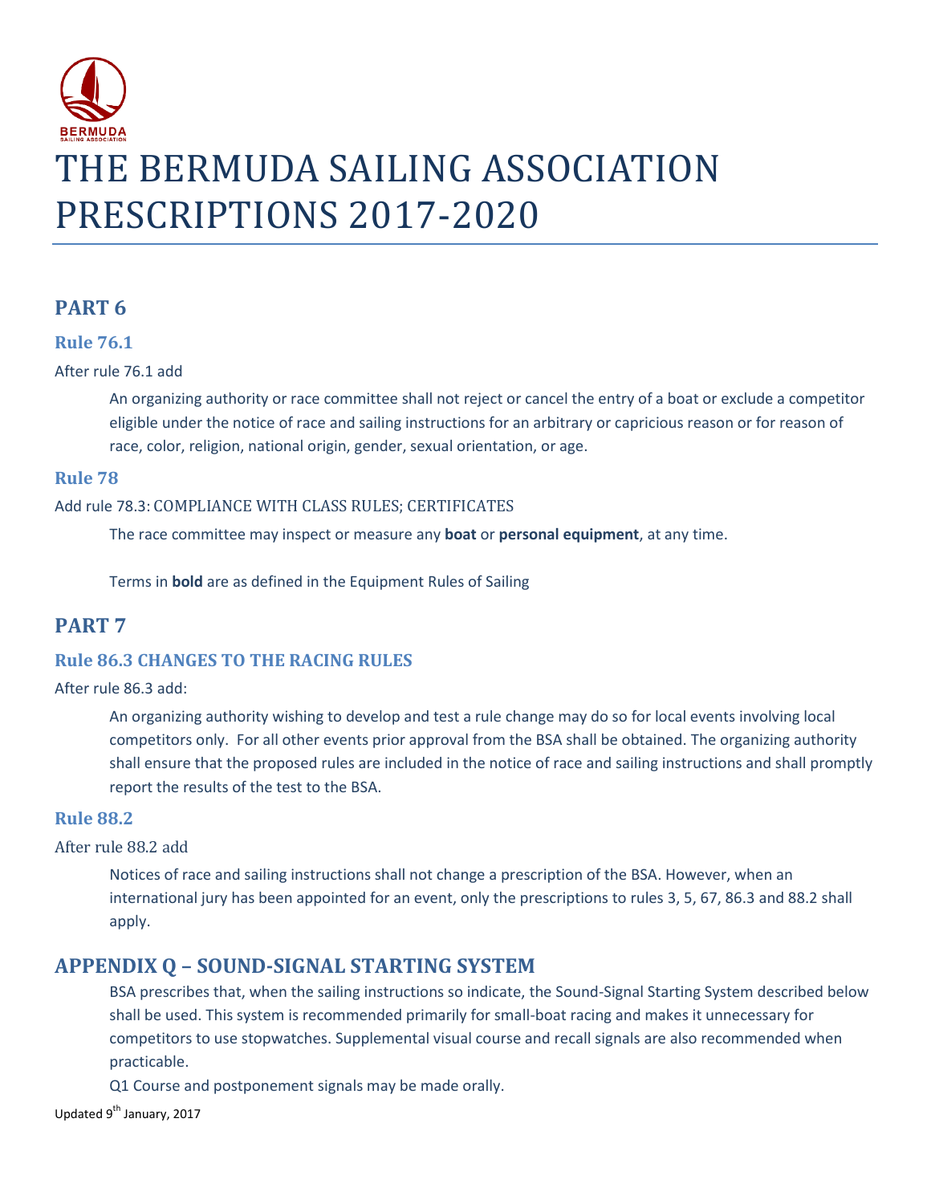# THE BERMUDA SAILING ASSOCIATION PRESCRIPTIONS 2017-2020

## PART 6

### Rule 76.1

After rule 76.1 add

An organizing authority or race committee shall not reject or cancel the entry of a boat or exclude a competitor eligible under the notice of race and sailing instructions for an arbitrary or capricious reason or for reason of race, color, religion, national origin, gender, sexual orientation, or age.

### Rule 78

Add rule 78.3: COMPLIANCE WITH CLASS RULES; CERTIFICATES

The race committee may inspect or measure any **boat** or **personal equipment**, at any time.

Terms in **bold** are as defined in the Equipment Rules of Sailing

## PART 7

### Rule 86.3 CHANGES TO THE RACING RULES

After rule 86.3 add:

An organizing authority wishing to develop and test a rule change may do so for local events involving local competitors only. For all other events prior approval from the BSA shall be obtained. The organizing authority shall ensure that the proposed rules are included in the notice of race and sailing instructions and shall promptly report the results of the test to the BSA.

### Rule 88.2

After rule 88.2 add

Notices of race and sailing instructions shall not change a prescription of the BSA. However, when an international jury has been appointed for an event, only the prescriptions to rules 3, 5, 67, 86.3 and 88.2 shall apply.

## APPENDIX Q – SOUND-SIGNAL STARTING SYSTEM

BSA prescribes that, when the sailing instructions so indicate, the Sound-Signal Starting System described below shall be used. This system is recommended primarily for small-boat racing and makes it unnecessary for competitors to use stopwatches. Supplemental visual course and recall signals are also recommended when practicable.

Q1 Course and postponement signals may be made orally.

Updated 9th January, 2017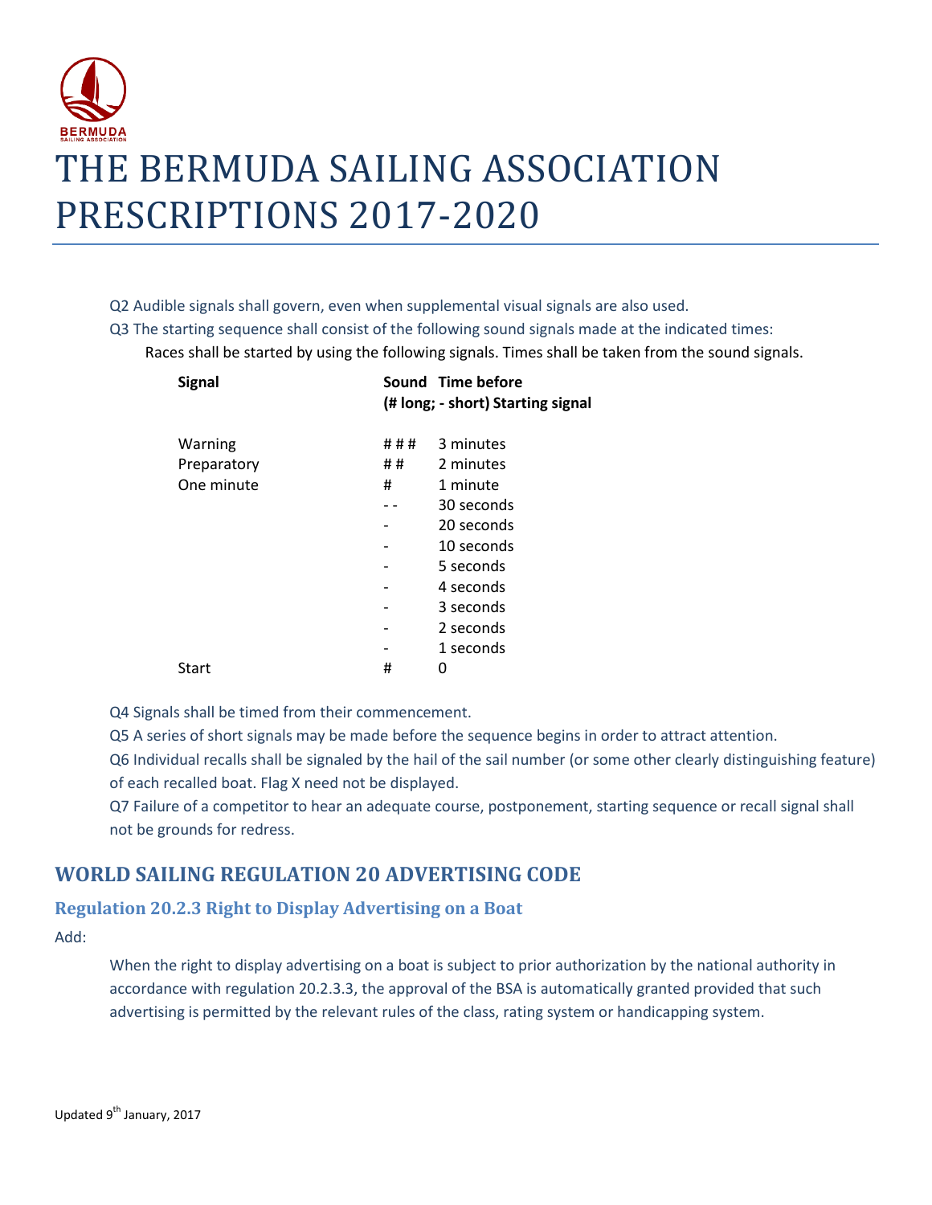# THE BERMUDA SAILING ASSOCIATION PRESCRIPTIONS 2017-2020

Q2 Audible signals shall govern, even when supplemental visual signals are also used.

Q3 The starting sequence shall consist of the following sound signals made at the indicated times:

Races shall be started by using the following signals. Times shall be taken from the sound signals.

| Signal | Sound (# long; - short) | Time before Starting signal |
|---|---|---|
| Warning | # # # | 3 minutes |
| Preparatory | # # | 2 minutes |
| One minute | # | 1 minute |
| | - - | 30 seconds |
| | - | 20 seconds |
| | - | 10 seconds |
| | - | 5 seconds |
| | - | 4 seconds |
| | - | 3 seconds |
| | - | 2 seconds |
| | - | 1 seconds |
| Start | # | 0 |

Q4 Signals shall be timed from their commencement.

Q5 A series of short signals may be made before the sequence begins in order to attract attention.

Q6 Individual recalls shall be signaled by the hail of the sail number (or some other clearly distinguishing feature) of each recalled boat. Flag X need not be displayed.

Q7 Failure of a competitor to hear an adequate course, postponement, starting sequence or recall signal shall not be grounds for redress.

## WORLD SAILING REGULATION 20 ADVERTISING CODE

### Regulation 20.2.3 Right to Display Advertising on a Boat

Add:

When the right to display advertising on a boat is subject to prior authorization by the national authority in accordance with regulation 20.2.3.3, the approval of the BSA is automatically granted provided that such advertising is permitted by the relevant rules of the class, rating system or handicapping system.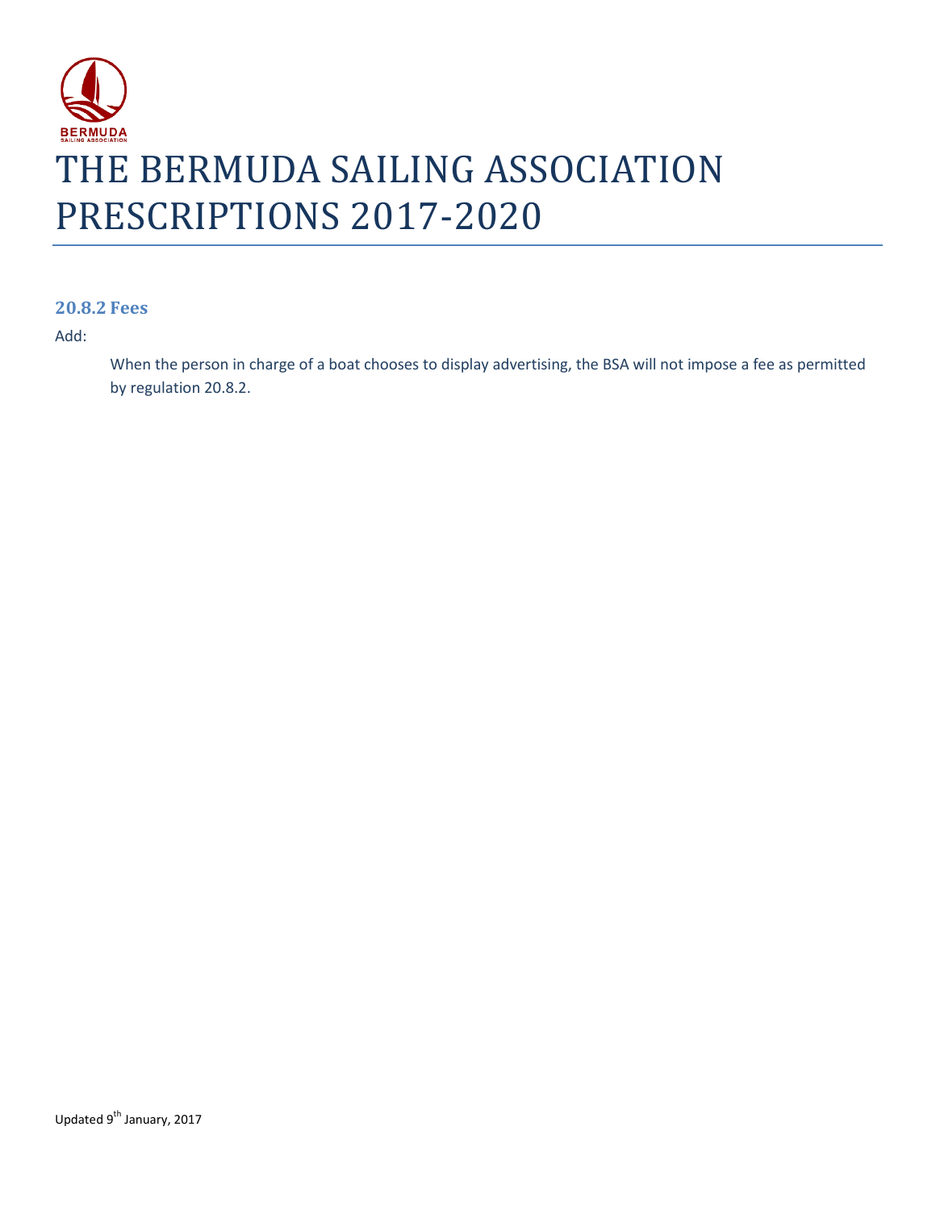BERMUDA
SAILING ASSOCIATION

# THE BERMUDA SAILING ASSOCIATION PRESCRIPTIONS 2017-2020

### 20.8.2 Fees

Add:

> When the person in charge of a boat chooses to display advertising, the BSA will not impose a fee as permitted by regulation 20.8.2.

Updated 9th January, 2017